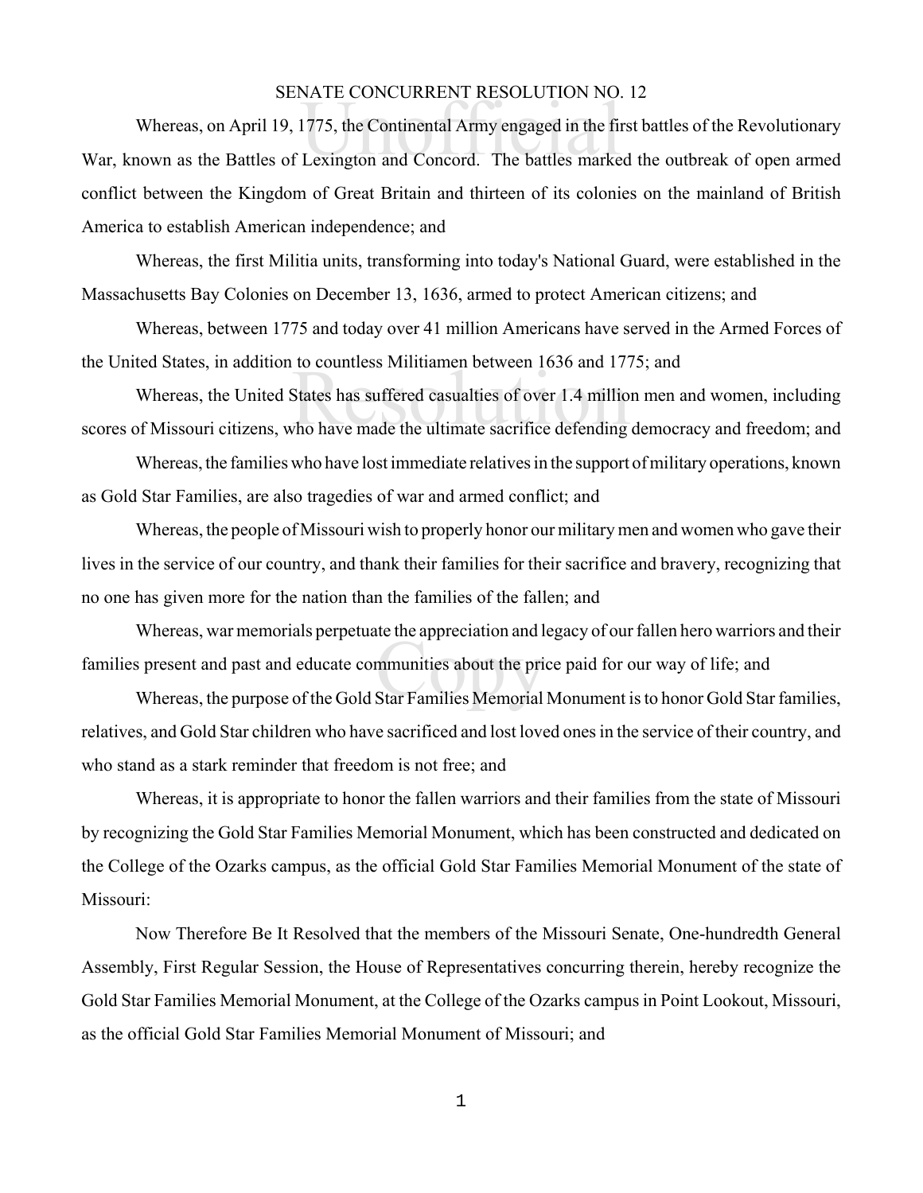# SENATE CONCURRENT RESOLUTION NO. 12

Whereas, on April 19, 1775, the Continental Army engaged in the first battles of the Revolutionary War, known as the Battles of Lexington and Concord. The battles marked the outbreak of open armed conflict between the Kingdom of Great Britain and thirteen of its colonies on the mainland of British America to establish American independence; and

Whereas, the first Militia units, transforming into today's National Guard, were established in the Massachusetts Bay Colonies on December 13, 1636, armed to protect American citizens; and

Whereas, between 1775 and today over 41 million Americans have served in the Armed Forces of the United States, in addition to countless Militiamen between 1636 and 1775; and

Whereas, the United States has suffered casualties of over 1.4 million men and women, including scores of Missouri citizens, who have made the ultimate sacrifice defending democracy and freedom; and

Whereas, the families who have lost immediate relatives in the support of military operations, known as Gold Star Families, are also tragedies of war and armed conflict; and

Whereas, the people of Missouri wish to properly honor our military men and women who gave their lives in the service of our country, and thank their families for their sacrifice and bravery, recognizing that no one has given more for the nation than the families of the fallen; and

Whereas, war memorials perpetuate the appreciation and legacy of our fallen hero warriors and their families present and past and educate communities about the price paid for our way of life; and

Whereas, the purpose of the Gold Star Families Memorial Monument is to honor Gold Star families, relatives, and Gold Star children who have sacrificed and lost loved ones in the service of their country, and who stand as a stark reminder that freedom is not free; and

Whereas, it is appropriate to honor the fallen warriors and their families from the state of Missouri by recognizing the Gold Star Families Memorial Monument, which has been constructed and dedicated on the College of the Ozarks campus, as the official Gold Star Families Memorial Monument of the state of Missouri:

Now Therefore Be It Resolved that the members of the Missouri Senate, One-hundredth General Assembly, First Regular Session, the House of Representatives concurring therein, hereby recognize the Gold Star Families Memorial Monument, at the College of the Ozarks campus in Point Lookout, Missouri, as the official Gold Star Families Memorial Monument of Missouri; and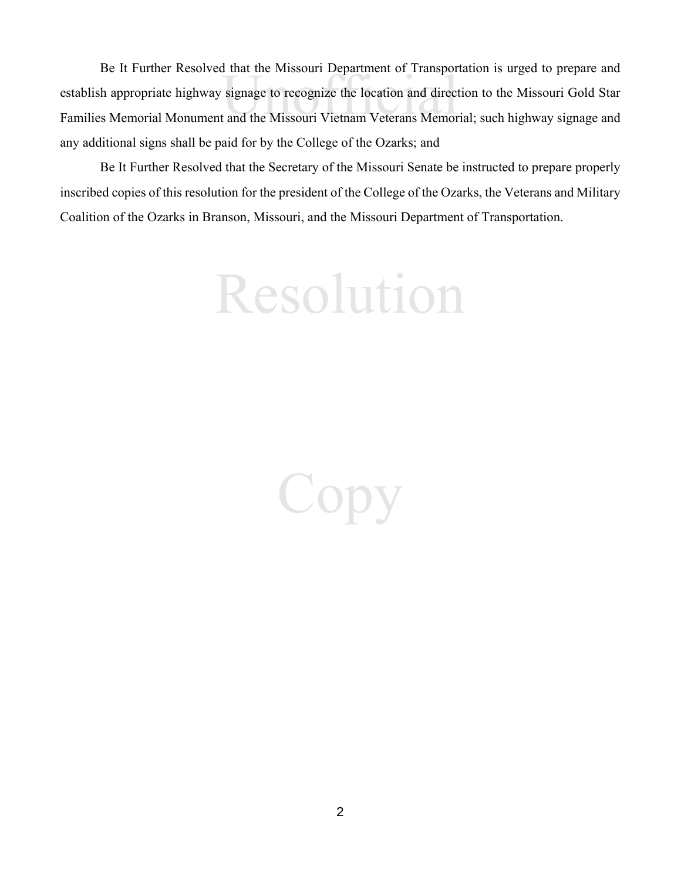Be It Further Resolved that the Missouri Department of Transportation is urged to prepare and establish appropriate highway signage to recognize the location and direction to the Missouri Gold Star Families Memorial Monument and the Missouri Vietnam Veterans Memorial; such highway signage and any additional signs shall be paid for by the College of the Ozarks; and

Be It Further Resolved that the Secretary of the Missouri Senate be instructed to prepare properly inscribed copies of this resolution for the president of the College of the Ozarks, the Veterans and Military Coalition of the Ozarks in Branson, Missouri, and the Missouri Department of Transportation.